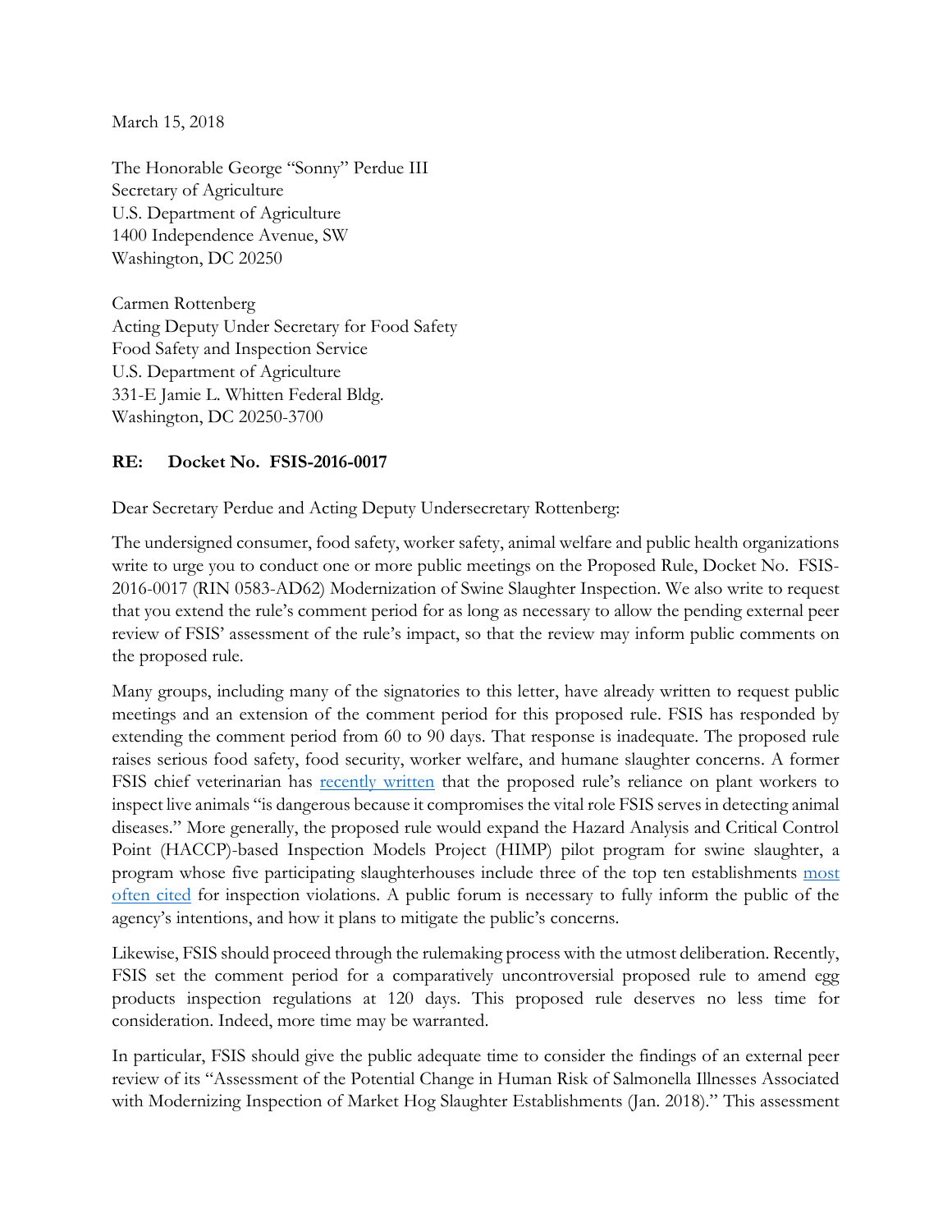March 15, 2018

The Honorable George "Sonny" Perdue III
Secretary of Agriculture
U.S. Department of Agriculture
1400 Independence Avenue, SW
Washington, DC 20250

Carmen Rottenberg
Acting Deputy Under Secretary for Food Safety
Food Safety and Inspection Service
U.S. Department of Agriculture
331-E Jamie L. Whitten Federal Bldg.
Washington, DC 20250-3700

**RE: Docket No. FSIS-2016-0017**

Dear Secretary Perdue and Acting Deputy Undersecretary Rottenberg:

The undersigned consumer, food safety, worker safety, animal welfare and public health organizations write to urge you to conduct one or more public meetings on the Proposed Rule, Docket No. FSIS-2016-0017 (RIN 0583-AD62) Modernization of Swine Slaughter Inspection. We also write to request that you extend the rule's comment period for as long as necessary to allow the pending external peer review of FSIS' assessment of the rule's impact, so that the review may inform public comments on the proposed rule.

Many groups, including many of the signatories to this letter, have already written to request public meetings and an extension of the comment period for this proposed rule. FSIS has responded by extending the comment period from 60 to 90 days. That response is inadequate. The proposed rule raises serious food safety, food security, worker welfare, and humane slaughter concerns. A former FSIS chief veterinarian has recently written that the proposed rule's reliance on plant workers to inspect live animals "is dangerous because it compromises the vital role FSIS serves in detecting animal diseases." More generally, the proposed rule would expand the Hazard Analysis and Critical Control Point (HACCP)-based Inspection Models Project (HIMP) pilot program for swine slaughter, a program whose five participating slaughterhouses include three of the top ten establishments most often cited for inspection violations. A public forum is necessary to fully inform the public of the agency's intentions, and how it plans to mitigate the public's concerns.

Likewise, FSIS should proceed through the rulemaking process with the utmost deliberation. Recently, FSIS set the comment period for a comparatively uncontroversial proposed rule to amend egg products inspection regulations at 120 days. This proposed rule deserves no less time for consideration. Indeed, more time may be warranted.

In particular, FSIS should give the public adequate time to consider the findings of an external peer review of its "Assessment of the Potential Change in Human Risk of Salmonella Illnesses Associated with Modernizing Inspection of Market Hog Slaughter Establishments (Jan. 2018)." This assessment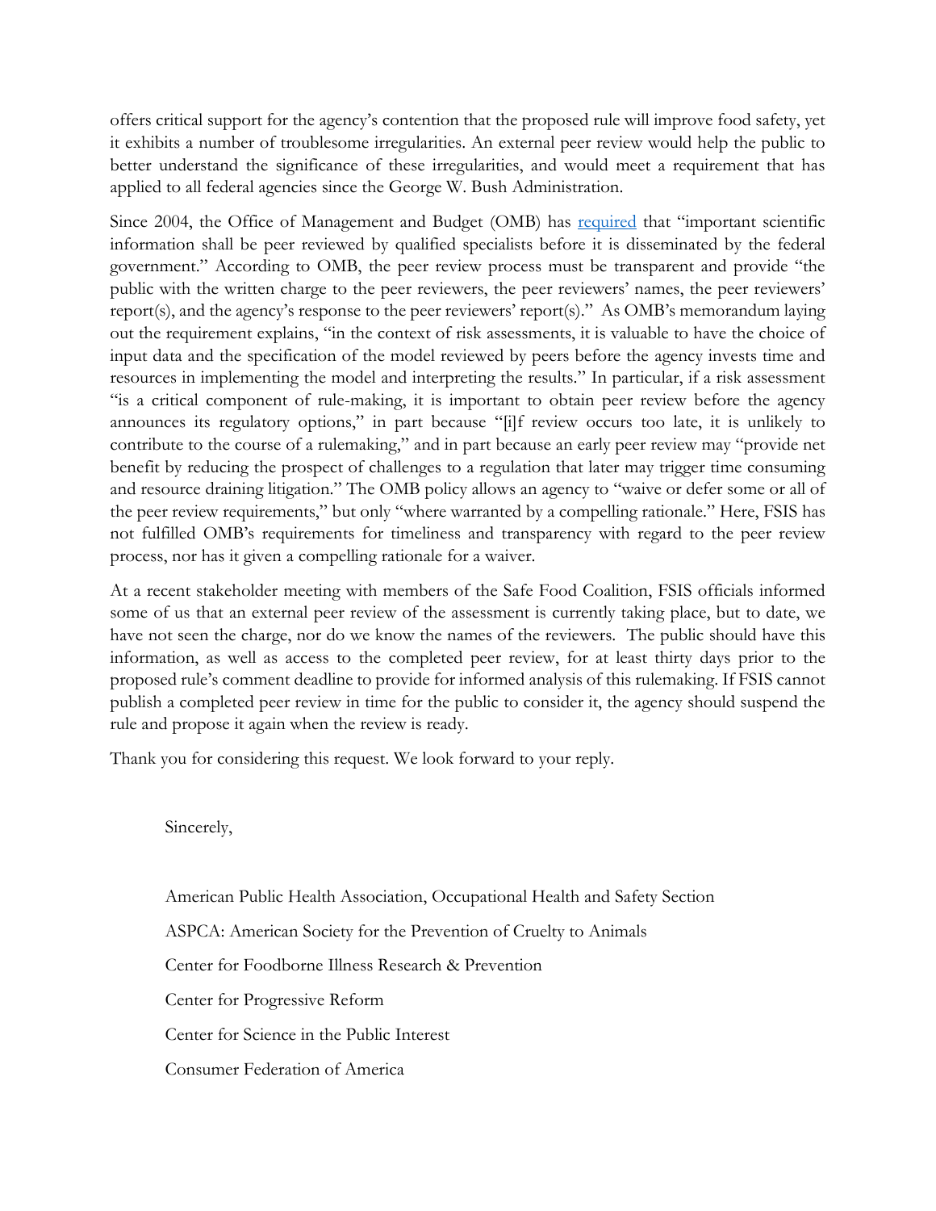offers critical support for the agency's contention that the proposed rule will improve food safety, yet it exhibits a number of troublesome irregularities. An external peer review would help the public to better understand the significance of these irregularities, and would meet a requirement that has applied to all federal agencies since the George W. Bush Administration.

Since 2004, the Office of Management and Budget (OMB) has required that "important scientific information shall be peer reviewed by qualified specialists before it is disseminated by the federal government." According to OMB, the peer review process must be transparent and provide "the public with the written charge to the peer reviewers, the peer reviewers' names, the peer reviewers' report(s), and the agency's response to the peer reviewers' report(s)." As OMB's memorandum laying out the requirement explains, "in the context of risk assessments, it is valuable to have the choice of input data and the specification of the model reviewed by peers before the agency invests time and resources in implementing the model and interpreting the results." In particular, if a risk assessment "is a critical component of rule-making, it is important to obtain peer review before the agency announces its regulatory options," in part because "[i]f review occurs too late, it is unlikely to contribute to the course of a rulemaking," and in part because an early peer review may "provide net benefit by reducing the prospect of challenges to a regulation that later may trigger time consuming and resource draining litigation." The OMB policy allows an agency to "waive or defer some or all of the peer review requirements," but only "where warranted by a compelling rationale." Here, FSIS has not fulfilled OMB's requirements for timeliness and transparency with regard to the peer review process, nor has it given a compelling rationale for a waiver.

At a recent stakeholder meeting with members of the Safe Food Coalition, FSIS officials informed some of us that an external peer review of the assessment is currently taking place, but to date, we have not seen the charge, nor do we know the names of the reviewers. The public should have this information, as well as access to the completed peer review, for at least thirty days prior to the proposed rule's comment deadline to provide for informed analysis of this rulemaking. If FSIS cannot publish a completed peer review in time for the public to consider it, the agency should suspend the rule and propose it again when the review is ready.

Thank you for considering this request. We look forward to your reply.

Sincerely,

American Public Health Association, Occupational Health and Safety Section

ASPCA: American Society for the Prevention of Cruelty to Animals

Center for Foodborne Illness Research & Prevention

Center for Progressive Reform

Center for Science in the Public Interest

Consumer Federation of America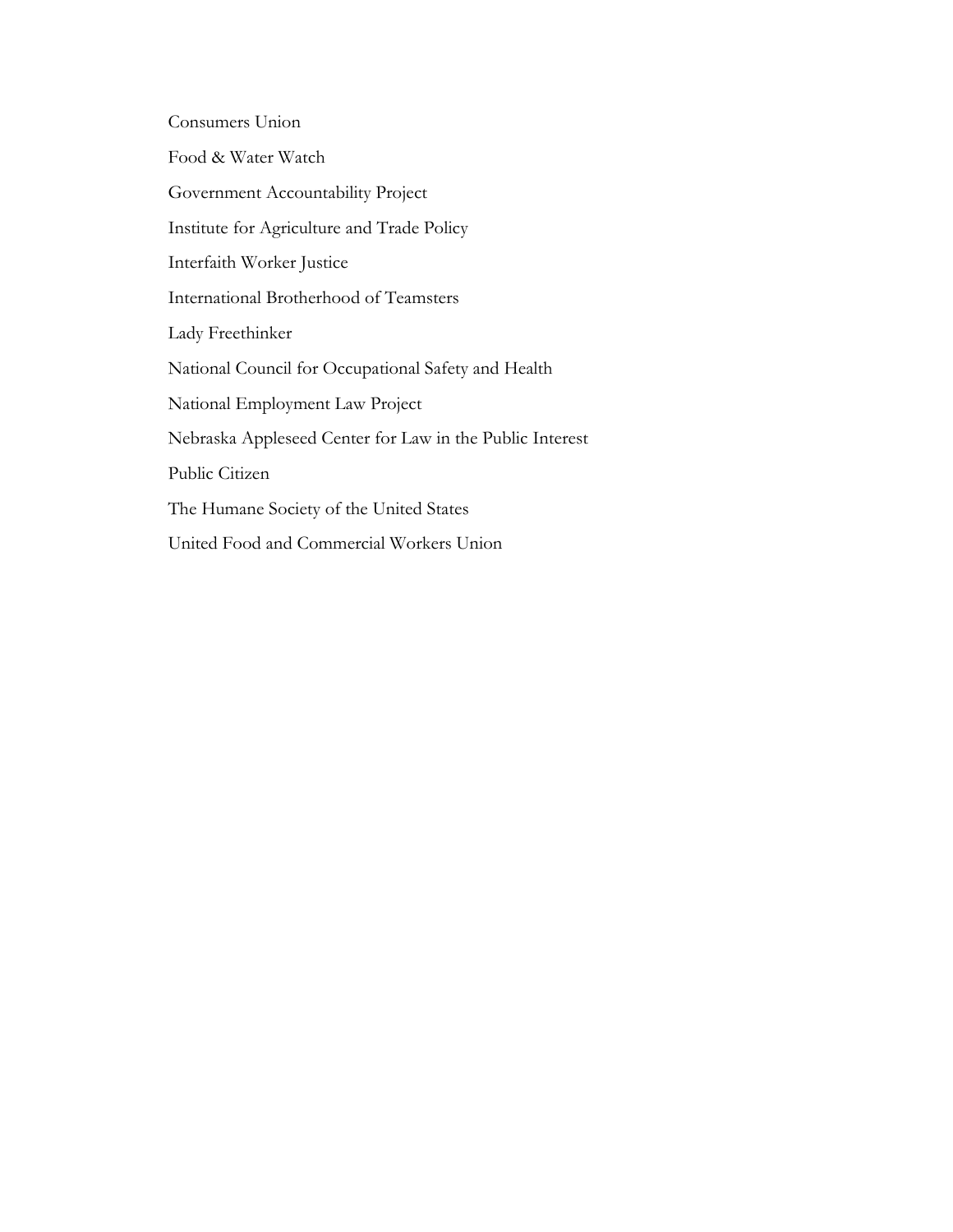Consumers Union

Food & Water Watch

Government Accountability Project

Institute for Agriculture and Trade Policy

Interfaith Worker Justice

International Brotherhood of Teamsters

Lady Freethinker

National Council for Occupational Safety and Health

National Employment Law Project

Nebraska Appleseed Center for Law in the Public Interest

Public Citizen

The Humane Society of the United States

United Food and Commercial Workers Union